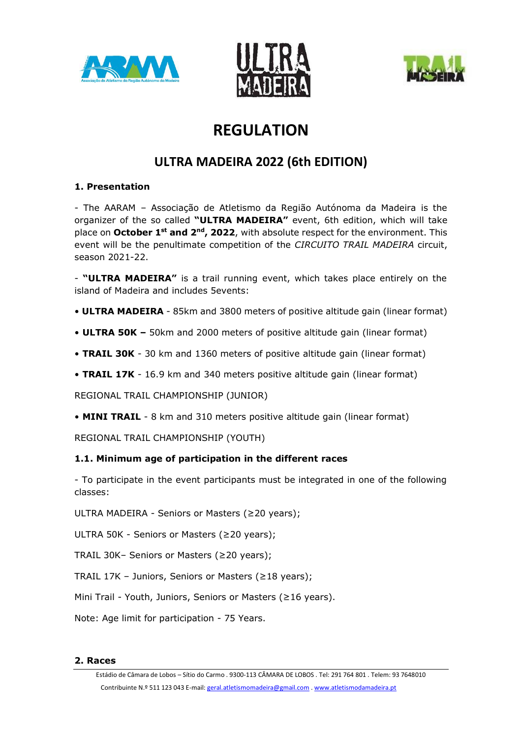# REGULATION

## ULTRA MADEIRA 2022 (6th EDITION)

### 1. Presentation

- The AARAM – Associação de Atletismo da Região Autónoma da Madeira is the organizer of the so called **"ULTRA MADEIRA"** event, 6th edition, which will take place on **October 1st and 2nd, 2022**, with absolute respect for the environment. This event will be the penultimate competition of the *CIRCUITO TRAIL MADEIRA* circuit, season 2021-22.

- **"ULTRA MADEIRA"** is a trail running event, which takes place entirely on the island of Madeira and includes 5events:

• **ULTRA MADEIRA** - 85km and 3800 meters of positive altitude gain (linear format)

• **ULTRA 50K –** 50km and 2000 meters of positive altitude gain (linear format)

• **TRAIL 30K** - 30 km and 1360 meters of positive altitude gain (linear format)

• **TRAIL 17K** - 16.9 km and 340 meters positive altitude gain (linear format)

REGIONAL TRAIL CHAMPIONSHIP (JUNIOR)

• **MINI TRAIL** - 8 km and 310 meters positive altitude gain (linear format)

REGIONAL TRAIL CHAMPIONSHIP (YOUTH)

### 1.1. Minimum age of participation in the different races

- To participate in the event participants must be integrated in one of the following classes:

ULTRA MADEIRA - Seniors or Masters (≥20 years);

ULTRA 50K - Seniors or Masters (≥20 years);

TRAIL 30K– Seniors or Masters (≥20 years);

TRAIL 17K – Juniors, Seniors or Masters (≥18 years);

Mini Trail - Youth, Juniors, Seniors or Masters (≥16 years).

Note: Age limit for participation - 75 Years.

### 2. Races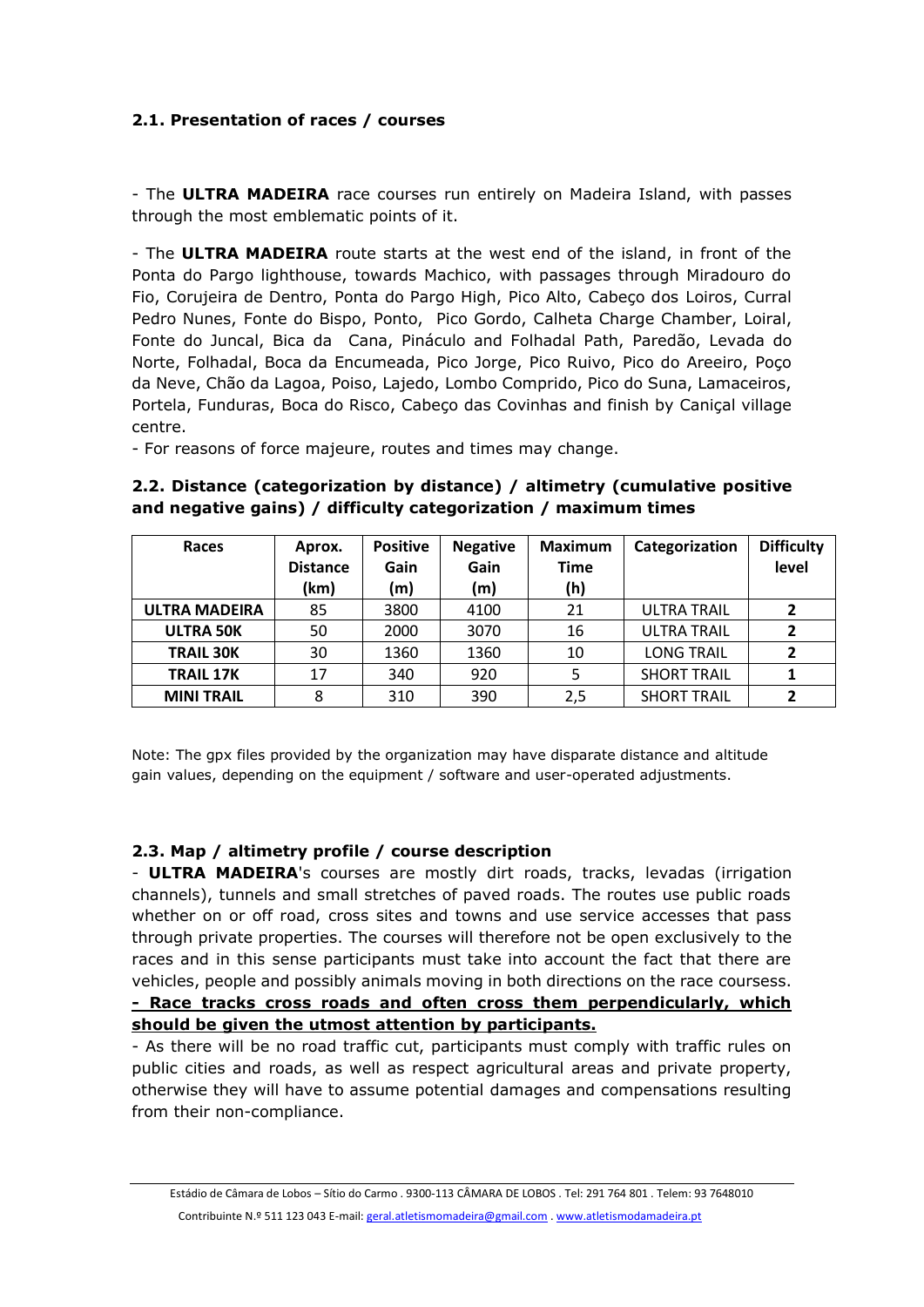### 2.1. Presentation of races / courses

- The **ULTRA MADEIRA** race courses run entirely on Madeira Island, with passes through the most emblematic points of it.

- The **ULTRA MADEIRA** route starts at the west end of the island, in front of the Ponta do Pargo lighthouse, towards Machico, with passages through Miradouro do Fio, Corujeira de Dentro, Ponta do Pargo High, Pico Alto, Cabeço dos Loiros, Curral Pedro Nunes, Fonte do Bispo, Ponto, Pico Gordo, Calheta Charge Chamber, Loiral, Fonte do Juncal, Bica da Cana, Pináculo and Folhadal Path, Paredão, Levada do Norte, Folhadal, Boca da Encumeada, Pico Jorge, Pico Ruivo, Pico do Areeiro, Poço da Neve, Chão da Lagoa, Poiso, Lajedo, Lombo Comprido, Pico do Suna, Lamaceiros, Portela, Funduras, Boca do Risco, Cabeço das Covinhas and finish by Caniçal village centre.

- For reasons of force majeure, routes and times may change.

### 2.2. Distance (categorization by distance) / altimetry (cumulative positive and negative gains) / difficulty categorization / maximum times

| Races | Aprox. Distance (km) | Positive Gain (m) | Negative Gain (m) | Maximum Time (h) | Categorization | Difficulty level |
|---|---|---|---|---|---|---|
| **ULTRA MADEIRA** | 85 | 3800 | 4100 | 21 | ULTRA TRAIL | **2** |
| **ULTRA 50K** | 50 | 2000 | 3070 | 16 | ULTRA TRAIL | **2** |
| **TRAIL 30K** | 30 | 1360 | 1360 | 10 | LONG TRAIL | **2** |
| **TRAIL 17K** | 17 | 340 | 920 | 5 | SHORT TRAIL | **1** |
| **MINI TRAIL** | 8 | 310 | 390 | 2,5 | SHORT TRAIL | **2** |

Note: The gpx files provided by the organization may have disparate distance and altitude gain values, depending on the equipment / software and user-operated adjustments.

### 2.3. Map / altimetry profile / course description

- **ULTRA MADEIRA**'s courses are mostly dirt roads, tracks, levadas (irrigation channels), tunnels and small stretches of paved roads. The routes use public roads whether on or off road, cross sites and towns and use service accesses that pass through private properties. The courses will therefore not be open exclusively to the races and in this sense participants must take into account the fact that there are vehicles, people and possibly animals moving in both directions on the race coursess.

**<u>- Race tracks cross roads and often cross them perpendicularly, which should be given the utmost attention by participants.</u>**

- As there will be no road traffic cut, participants must comply with traffic rules on public cities and roads, as well as respect agricultural areas and private property, otherwise they will have to assume potential damages and compensations resulting from their non-compliance.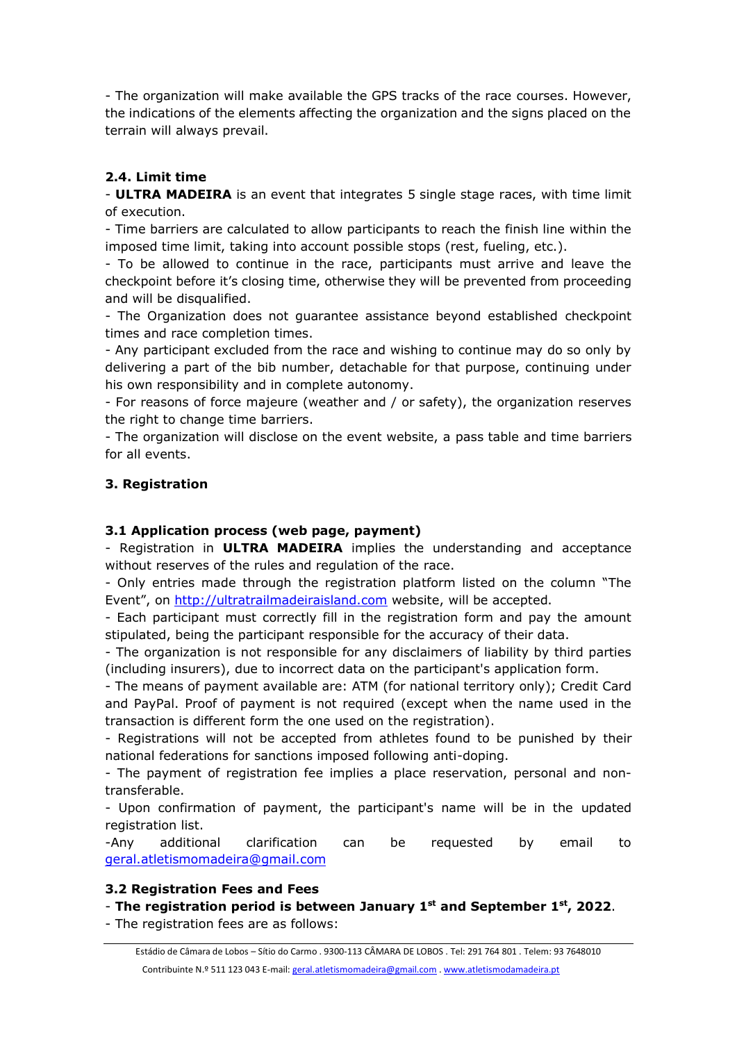- The organization will make available the GPS tracks of the race courses. However, the indications of the elements affecting the organization and the signs placed on the terrain will always prevail.

### 2.4. Limit time

- **ULTRA MADEIRA** is an event that integrates 5 single stage races, with time limit of execution.
- Time barriers are calculated to allow participants to reach the finish line within the imposed time limit, taking into account possible stops (rest, fueling, etc.).
- To be allowed to continue in the race, participants must arrive and leave the checkpoint before it's closing time, otherwise they will be prevented from proceeding and will be disqualified.
- The Organization does not guarantee assistance beyond established checkpoint times and race completion times.
- Any participant excluded from the race and wishing to continue may do so only by delivering a part of the bib number, detachable for that purpose, continuing under his own responsibility and in complete autonomy.
- For reasons of force majeure (weather and / or safety), the organization reserves the right to change time barriers.
- The organization will disclose on the event website, a pass table and time barriers for all events.

## 3. Registration

### 3.1 Application process (web page, payment)

- Registration in **ULTRA MADEIRA** implies the understanding and acceptance without reserves of the rules and regulation of the race.
- Only entries made through the registration platform listed on the column "The Event", on http://ultratrailmadeiraisland.com website, will be accepted.
- Each participant must correctly fill in the registration form and pay the amount stipulated, being the participant responsible for the accuracy of their data.
- The organization is not responsible for any disclaimers of liability by third parties (including insurers), due to incorrect data on the participant's application form.
- The means of payment available are: ATM (for national territory only); Credit Card and PayPal. Proof of payment is not required (except when the name used in the transaction is different form the one used on the registration).
- Registrations will not be accepted from athletes found to be punished by their national federations for sanctions imposed following anti-doping.
- The payment of registration fee implies a place reservation, personal and non-transferable.
- Upon confirmation of payment, the participant's name will be in the updated registration list.
- Any additional clarification can be requested by email to geral.atletismomadeira@gmail.com

### 3.2 Registration Fees and Fees

- **The registration period is between January 1st and September 1st, 2022**.
- The registration fees are as follows: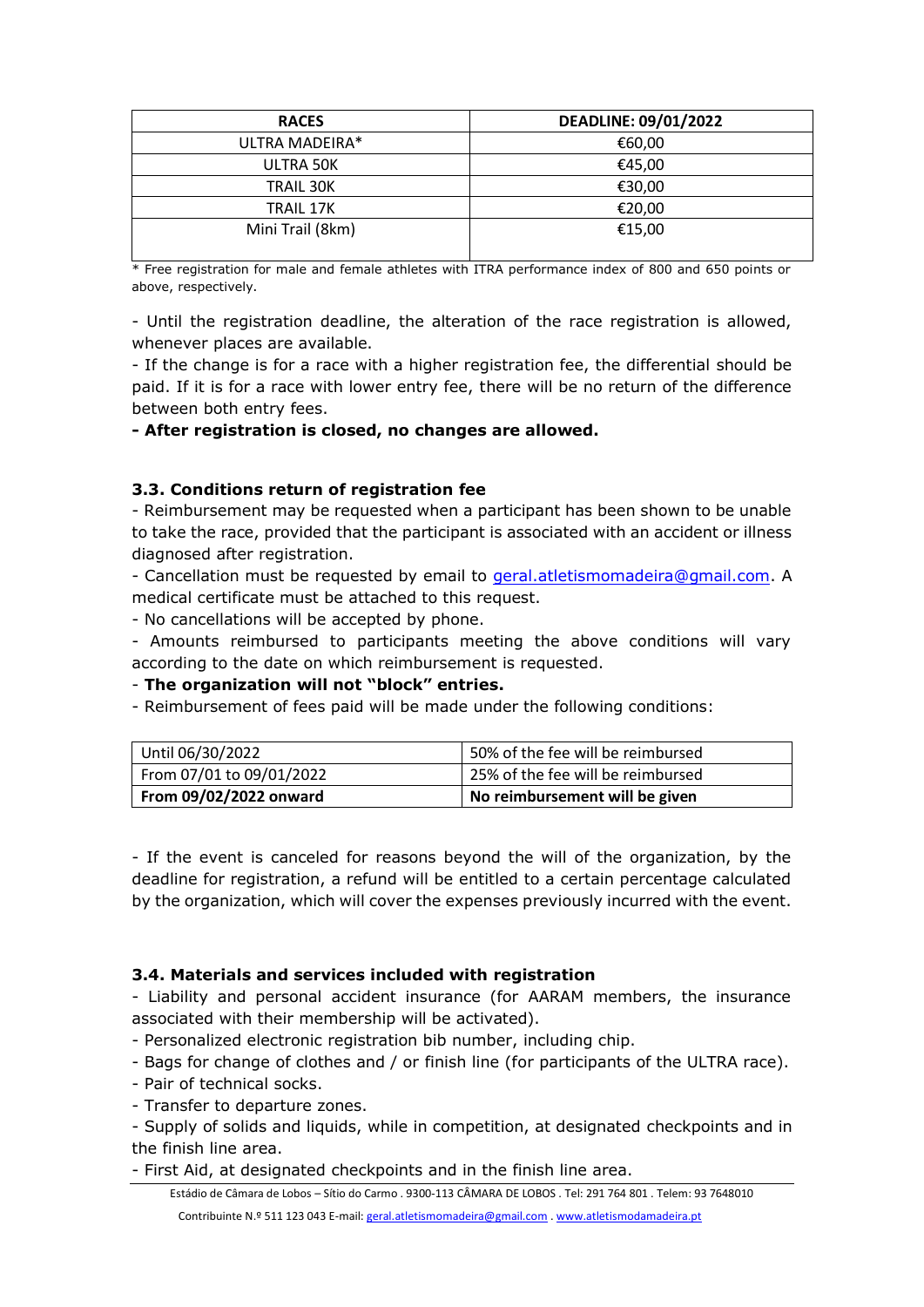| RACES | DEADLINE: 09/01/2022 |
|---|---|
| ULTRA MADEIRA* | €60,00 |
| ULTRA 50K | €45,00 |
| TRAIL 30K | €30,00 |
| TRAIL 17K | €20,00 |
| Mini Trail (8km) | €15,00 |

* Free registration for male and female athletes with ITRA performance index of 800 and 650 points or above, respectively.

- Until the registration deadline, the alteration of the race registration is allowed, whenever places are available.
- If the change is for a race with a higher registration fee, the differential should be paid. If it is for a race with lower entry fee, there will be no return of the difference between both entry fees.
- **After registration is closed, no changes are allowed.**

### 3.3. Conditions return of registration fee

- Reimbursement may be requested when a participant has been shown to be unable to take the race, provided that the participant is associated with an accident or illness diagnosed after registration.
- Cancellation must be requested by email to geral.atletismomadeira@gmail.com. A medical certificate must be attached to this request.
- No cancellations will be accepted by phone.
- Amounts reimbursed to participants meeting the above conditions will vary according to the date on which reimbursement is requested.
- **The organization will not "block" entries.**
- Reimbursement of fees paid will be made under the following conditions:

| Until 06/30/2022 | 50% of the fee will be reimbursed |
|---|---|
| From 07/01 to 09/01/2022 | 25% of the fee will be reimbursed |
| **From 09/02/2022 onward** | **No reimbursement will be given** |

- If the event is canceled for reasons beyond the will of the organization, by the deadline for registration, a refund will be entitled to a certain percentage calculated by the organization, which will cover the expenses previously incurred with the event.

### 3.4. Materials and services included with registration

- Liability and personal accident insurance (for AARAM members, the insurance associated with their membership will be activated).
- Personalized electronic registration bib number, including chip.
- Bags for change of clothes and / or finish line (for participants of the ULTRA race).
- Pair of technical socks.
- Transfer to departure zones.
- Supply of solids and liquids, while in competition, at designated checkpoints and in the finish line area.
- First Aid, at designated checkpoints and in the finish line area.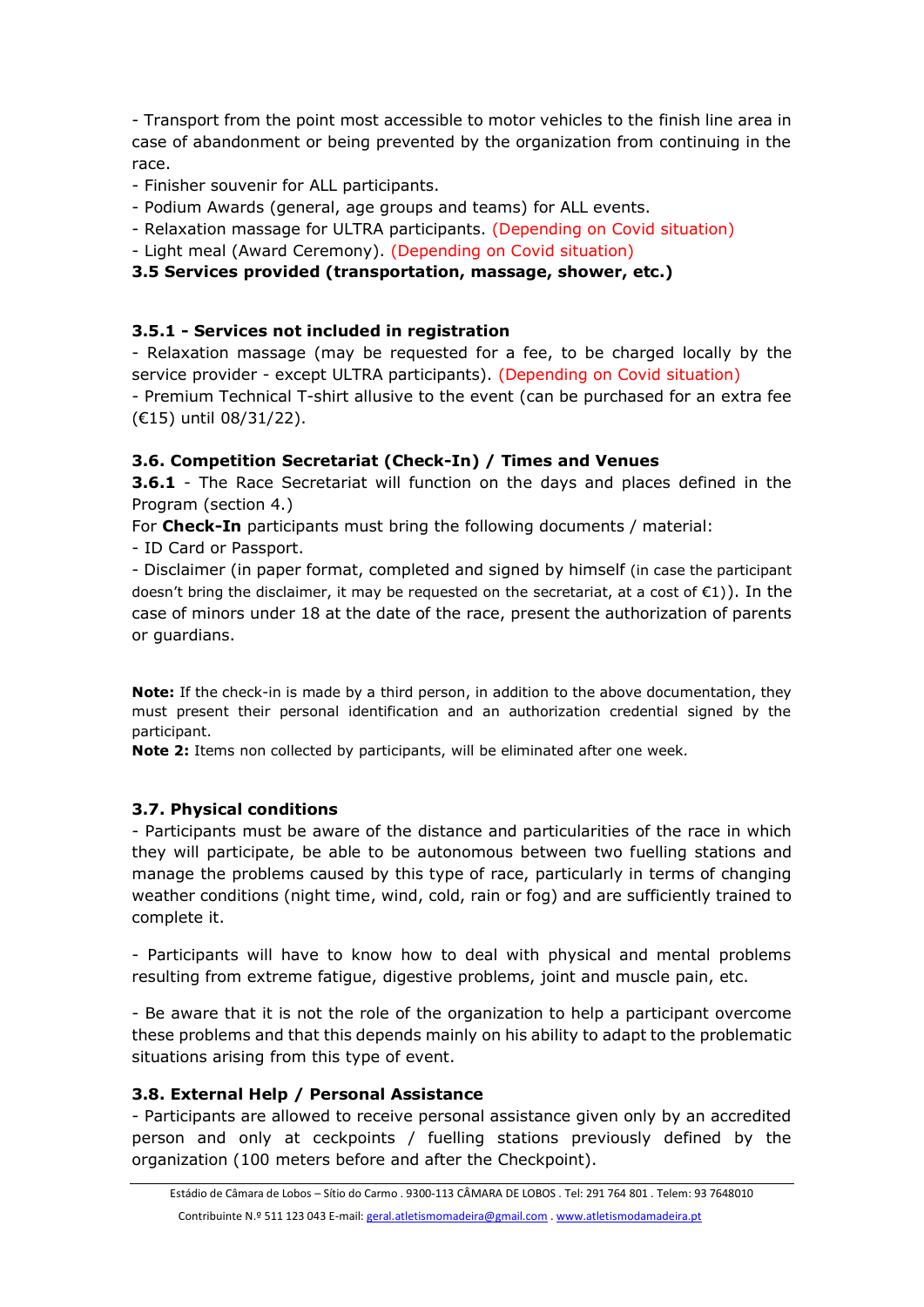- Transport from the point most accessible to motor vehicles to the finish line area in case of abandonment or being prevented by the organization from continuing in the race.
- Finisher souvenir for ALL participants.
- Podium Awards (general, age groups and teams) for ALL events.
- Relaxation massage for ULTRA participants. (Depending on Covid situation)
- Light meal (Award Ceremony). (Depending on Covid situation)

### 3.5 Services provided (transportation, massage, shower, etc.)

#### 3.5.1 - Services not included in registration

- Relaxation massage (may be requested for a fee, to be charged locally by the service provider - except ULTRA participants). (Depending on Covid situation)
- Premium Technical T-shirt allusive to the event (can be purchased for an extra fee (€15) until 08/31/22).

### 3.6. Competition Secretariat (Check-In) / Times and Venues

**3.6.1** - The Race Secretariat will function on the days and places defined in the Program (section 4.)

For **Check-In** participants must bring the following documents / material:

- ID Card or Passport.
- Disclaimer (in paper format, completed and signed by himself (in case the participant doesn't bring the disclaimer, it may be requested on the secretariat, at a cost of €1)). In the case of minors under 18 at the date of the race, present the authorization of parents or guardians.

**Note:** If the check-in is made by a third person, in addition to the above documentation, they must present their personal identification and an authorization credential signed by the participant.

**Note 2:** Items non collected by participants, will be eliminated after one week.

### 3.7. Physical conditions

- Participants must be aware of the distance and particularities of the race in which they will participate, be able to be autonomous between two fuelling stations and manage the problems caused by this type of race, particularly in terms of changing weather conditions (night time, wind, cold, rain or fog) and are sufficiently trained to complete it.

- Participants will have to know how to deal with physical and mental problems resulting from extreme fatigue, digestive problems, joint and muscle pain, etc.

- Be aware that it is not the role of the organization to help a participant overcome these problems and that this depends mainly on his ability to adapt to the problematic situations arising from this type of event.

### 3.8. External Help / Personal Assistance

- Participants are allowed to receive personal assistance given only by an accredited person and only at ceckpoints / fuelling stations previously defined by the organization (100 meters before and after the Checkpoint).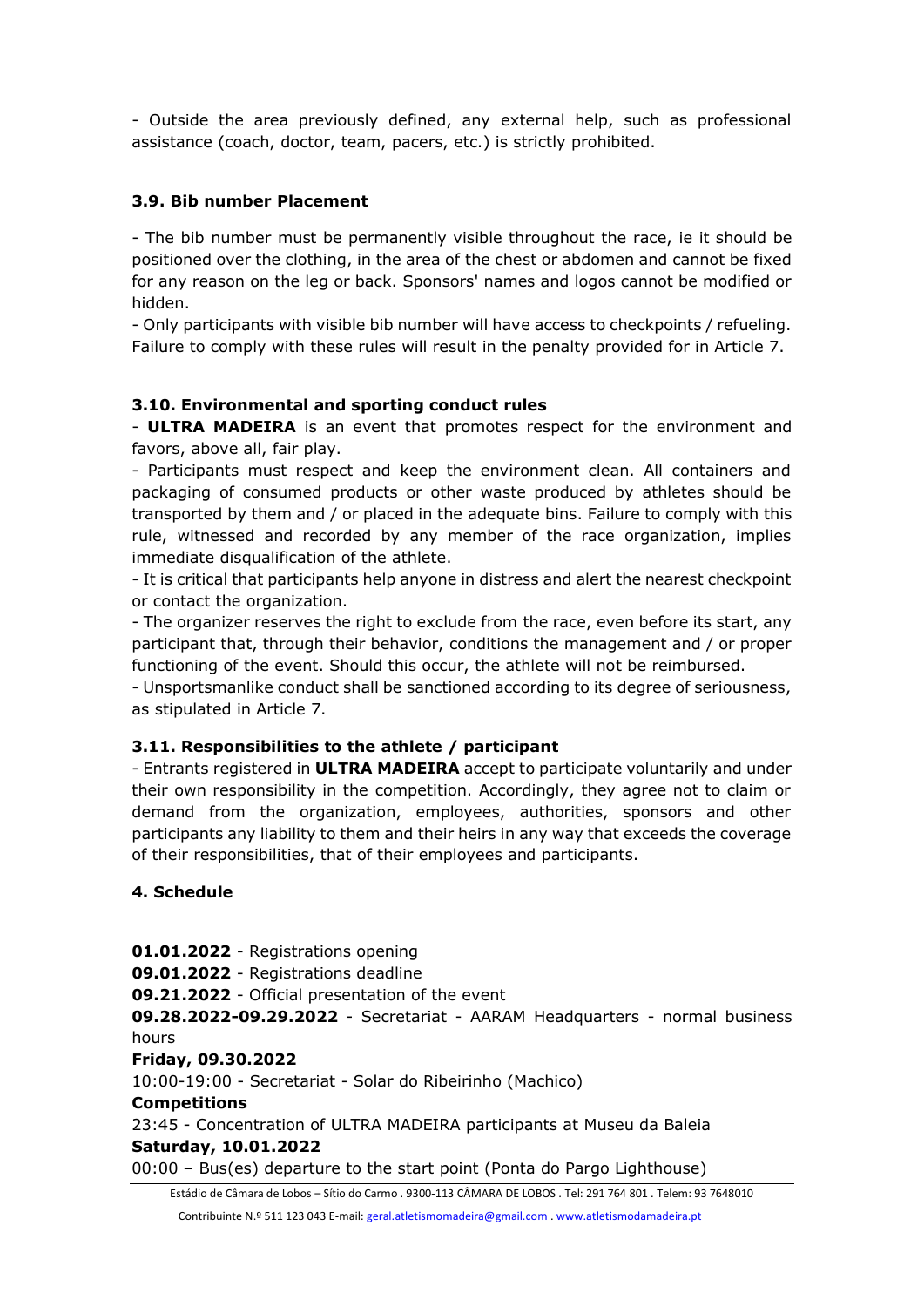- Outside the area previously defined, any external help, such as professional assistance (coach, doctor, team, pacers, etc.) is strictly prohibited.

### 3.9. Bib number Placement

- The bib number must be permanently visible throughout the race, ie it should be positioned over the clothing, in the area of the chest or abdomen and cannot be fixed for any reason on the leg or back. Sponsors' names and logos cannot be modified or hidden.
- Only participants with visible bib number will have access to checkpoints / refueling. Failure to comply with these rules will result in the penalty provided for in Article 7.

### 3.10. Environmental and sporting conduct rules

- **ULTRA MADEIRA** is an event that promotes respect for the environment and favors, above all, fair play.
- Participants must respect and keep the environment clean. All containers and packaging of consumed products or other waste produced by athletes should be transported by them and / or placed in the adequate bins. Failure to comply with this rule, witnessed and recorded by any member of the race organization, implies immediate disqualification of the athlete.
- It is critical that participants help anyone in distress and alert the nearest checkpoint or contact the organization.
- The organizer reserves the right to exclude from the race, even before its start, any participant that, through their behavior, conditions the management and / or proper functioning of the event. Should this occur, the athlete will not be reimbursed.
- Unsportsmanlike conduct shall be sanctioned according to its degree of seriousness, as stipulated in Article 7.

### 3.11. Responsibilities to the athlete / participant

- Entrants registered in **ULTRA MADEIRA** accept to participate voluntarily and under their own responsibility in the competition. Accordingly, they agree not to claim or demand from the organization, employees, authorities, sponsors and other participants any liability to them and their heirs in any way that exceeds the coverage of their responsibilities, that of their employees and participants.

## 4. Schedule

**01.01.2022** - Registrations opening
**09.01.2022** - Registrations deadline
**09.21.2022** - Official presentation of the event
**09.28.2022-09.29.2022** - Secretariat - AARAM Headquarters - normal business hours

**Friday, 09.30.2022**
10:00-19:00 - Secretariat - Solar do Ribeirinho (Machico)

**Competitions**
23:45 - Concentration of ULTRA MADEIRA participants at Museu da Baleia

**Saturday, 10.01.2022**
00:00 – Bus(es) departure to the start point (Ponta do Pargo Lighthouse)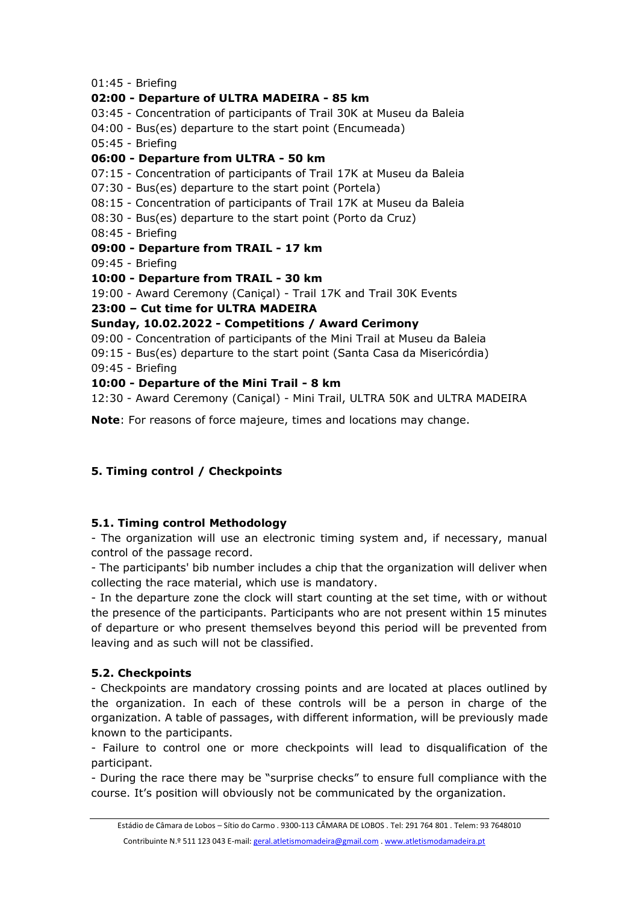01:45 - Briefing

**02:00 - Departure of ULTRA MADEIRA - 85 km**

03:45 - Concentration of participants of Trail 30K at Museu da Baleia

04:00 - Bus(es) departure to the start point (Encumeada)

05:45 - Briefing

**06:00 - Departure from ULTRA - 50 km**

07:15 - Concentration of participants of Trail 17K at Museu da Baleia

07:30 - Bus(es) departure to the start point (Portela)

08:15 - Concentration of participants of Trail 17K at Museu da Baleia

08:30 - Bus(es) departure to the start point (Porto da Cruz)

08:45 - Briefing

**09:00 - Departure from TRAIL - 17 km**

09:45 - Briefing

**10:00 - Departure from TRAIL - 30 km**

19:00 - Award Ceremony (Caniçal) - Trail 17K and Trail 30K Events

**23:00 – Cut time for ULTRA MADEIRA**

**Sunday, 10.02.2022 - Competitions / Award Cerimony**

09:00 - Concentration of participants of the Mini Trail at Museu da Baleia

09:15 - Bus(es) departure to the start point (Santa Casa da Misericórdia)

09:45 - Briefing

**10:00 - Departure of the Mini Trail - 8 km**

12:30 - Award Ceremony (Caniçal) - Mini Trail, ULTRA 50K and ULTRA MADEIRA

**Note**: For reasons of force majeure, times and locations may change.

## 5. Timing control / Checkpoints

### 5.1. Timing control Methodology

- The organization will use an electronic timing system and, if necessary, manual control of the passage record.
- The participants' bib number includes a chip that the organization will deliver when collecting the race material, which use is mandatory.
- In the departure zone the clock will start counting at the set time, with or without the presence of the participants. Participants who are not present within 15 minutes of departure or who present themselves beyond this period will be prevented from leaving and as such will not be classified.

### 5.2. Checkpoints

- Checkpoints are mandatory crossing points and are located at places outlined by the organization. In each of these controls will be a person in charge of the organization. A table of passages, with different information, will be previously made known to the participants.
- Failure to control one or more checkpoints will lead to disqualification of the participant.
- During the race there may be "surprise checks" to ensure full compliance with the course. It's position will obviously not be communicated by the organization.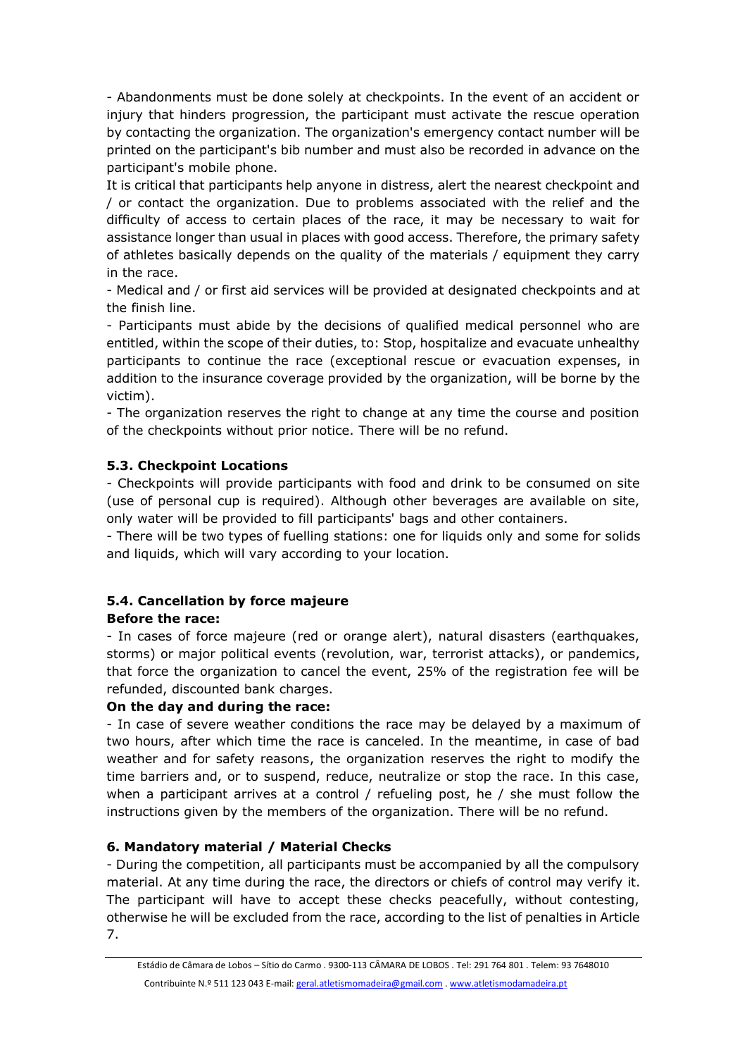- Abandonments must be done solely at checkpoints. In the event of an accident or injury that hinders progression, the participant must activate the rescue operation by contacting the organization. The organization's emergency contact number will be printed on the participant's bib number and must also be recorded in advance on the participant's mobile phone.

It is critical that participants help anyone in distress, alert the nearest checkpoint and / or contact the organization. Due to problems associated with the relief and the difficulty of access to certain places of the race, it may be necessary to wait for assistance longer than usual in places with good access. Therefore, the primary safety of athletes basically depends on the quality of the materials / equipment they carry in the race.

- Medical and / or first aid services will be provided at designated checkpoints and at the finish line.

- Participants must abide by the decisions of qualified medical personnel who are entitled, within the scope of their duties, to: Stop, hospitalize and evacuate unhealthy participants to continue the race (exceptional rescue or evacuation expenses, in addition to the insurance coverage provided by the organization, will be borne by the victim).

- The organization reserves the right to change at any time the course and position of the checkpoints without prior notice. There will be no refund.

### 5.3. Checkpoint Locations

- Checkpoints will provide participants with food and drink to be consumed on site (use of personal cup is required). Although other beverages are available on site, only water will be provided to fill participants' bags and other containers.

- There will be two types of fuelling stations: one for liquids only and some for solids and liquids, which will vary according to your location.

### 5.4. Cancellation by force majeure

**Before the race:**

- In cases of force majeure (red or orange alert), natural disasters (earthquakes, storms) or major political events (revolution, war, terrorist attacks), or pandemics, that force the organization to cancel the event, 25% of the registration fee will be refunded, discounted bank charges.

**On the day and during the race:**

- In case of severe weather conditions the race may be delayed by a maximum of two hours, after which time the race is canceled. In the meantime, in case of bad weather and for safety reasons, the organization reserves the right to modify the time barriers and, or to suspend, reduce, neutralize or stop the race. In this case, when a participant arrives at a control / refueling post, he / she must follow the instructions given by the members of the organization. There will be no refund.

## 6. Mandatory material / Material Checks

- During the competition, all participants must be accompanied by all the compulsory material. At any time during the race, the directors or chiefs of control may verify it. The participant will have to accept these checks peacefully, without contesting, otherwise he will be excluded from the race, according to the list of penalties in Article 7.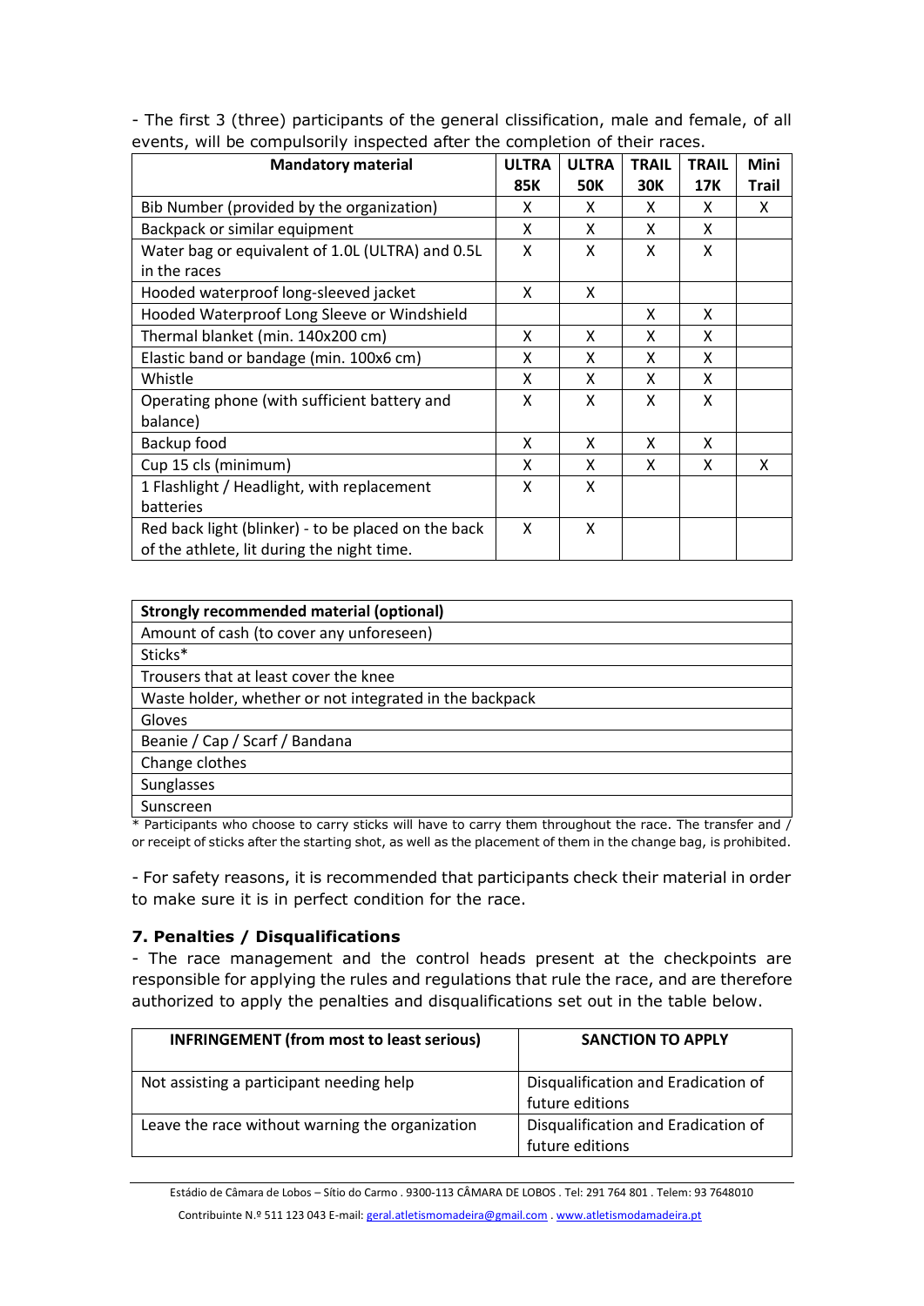- The first 3 (three) participants of the general clissification, male and female, of all events, will be compulsorily inspected after the completion of their races.

| Mandatory material | ULTRA 85K | ULTRA 50K | TRAIL 30K | TRAIL 17K | Mini Trail |
|---|---|---|---|---|---|
| Bib Number (provided by the organization) | X | X | X | X | X |
| Backpack or similar equipment | X | X | X | X | |
| Water bag or equivalent of 1.0L (ULTRA) and 0.5L in the races | X | X | X | X | |
| Hooded waterproof long-sleeved jacket | X | X | | | |
| Hooded Waterproof Long Sleeve or Windshield | | | X | X | |
| Thermal blanket (min. 140x200 cm) | X | X | X | X | |
| Elastic band or bandage (min. 100x6 cm) | X | X | X | X | |
| Whistle | X | X | X | X | |
| Operating phone (with sufficient battery and balance) | X | X | X | X | |
| Backup food | X | X | X | X | |
| Cup 15 cls (minimum) | X | X | X | X | X |
| 1 Flashlight / Headlight, with replacement batteries | X | X | | | |
| Red back light (blinker) - to be placed on the back of the athlete, lit during the night time. | X | X | | | |

| Strongly recommended material (optional) |
|---|
| Amount of cash (to cover any unforeseen) |
| Sticks* |
| Trousers that at least cover the knee |
| Waste holder, whether or not integrated in the backpack |
| Gloves |
| Beanie / Cap / Scarf / Bandana |
| Change clothes |
| Sunglasses |
| Sunscreen |

\* Participants who choose to carry sticks will have to carry them throughout the race. The transfer and / or receipt of sticks after the starting shot, as well as the placement of them in the change bag, is prohibited.

- For safety reasons, it is recommended that participants check their material in order to make sure it is in perfect condition for the race.

### 7. Penalties / Disqualifications

- The race management and the control heads present at the checkpoints are responsible for applying the rules and regulations that rule the race, and are therefore authorized to apply the penalties and disqualifications set out in the table below.

| INFRINGEMENT (from most to least serious) | SANCTION TO APPLY |
|---|---|
| Not assisting a participant needing help | Disqualification and Eradication of future editions |
| Leave the race without warning the organization | Disqualification and Eradication of future editions |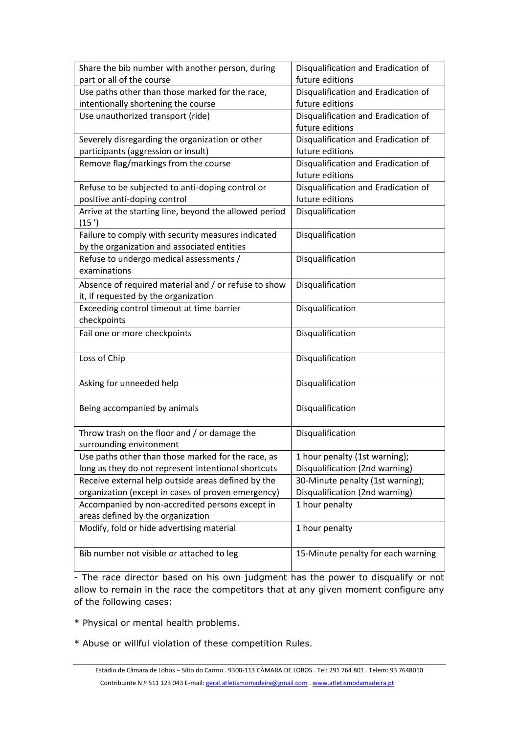| Share the bib number with another person, during part or all of the course | Disqualification and Eradication of future editions |
|---|---|
| Use paths other than those marked for the race, intentionally shortening the course | Disqualification and Eradication of future editions |
| Use unauthorized transport (ride) | Disqualification and Eradication of future editions |
| Severely disregarding the organization or other participants (aggression or insult) | Disqualification and Eradication of future editions |
| Remove flag/markings from the course | Disqualification and Eradication of future editions |
| Refuse to be subjected to anti-doping control or positive anti-doping control | Disqualification and Eradication of future editions |
| Arrive at the starting line, beyond the allowed period (15 ') | Disqualification |
| Failure to comply with security measures indicated by the organization and associated entities | Disqualification |
| Refuse to undergo medical assessments / examinations | Disqualification |
| Absence of required material and / or refuse to show it, if requested by the organization | Disqualification |
| Exceeding control timeout at time barrier checkpoints | Disqualification |
| Fail one or more checkpoints | Disqualification |
| Loss of Chip | Disqualification |
| Asking for unneeded help | Disqualification |
| Being accompanied by animals | Disqualification |
| Throw trash on the floor and / or damage the surrounding environment | Disqualification |
| Use paths other than those marked for the race, as long as they do not represent intentional shortcuts | 1 hour penalty (1st warning); Disqualification (2nd warning) |
| Receive external help outside areas defined by the organization (except in cases of proven emergency) | 30-Minute penalty (1st warning); Disqualification (2nd warning) |
| Accompanied by non-accredited persons except in areas defined by the organization | 1 hour penalty |
| Modify, fold or hide advertising material | 1 hour penalty |
| Bib number not visible or attached to leg | 15-Minute penalty for each warning |

- The race director based on his own judgment has the power to disqualify or not allow to remain in the race the competitors that at any given moment configure any of the following cases:

* Physical or mental health problems.

* Abuse or willful violation of these competition Rules.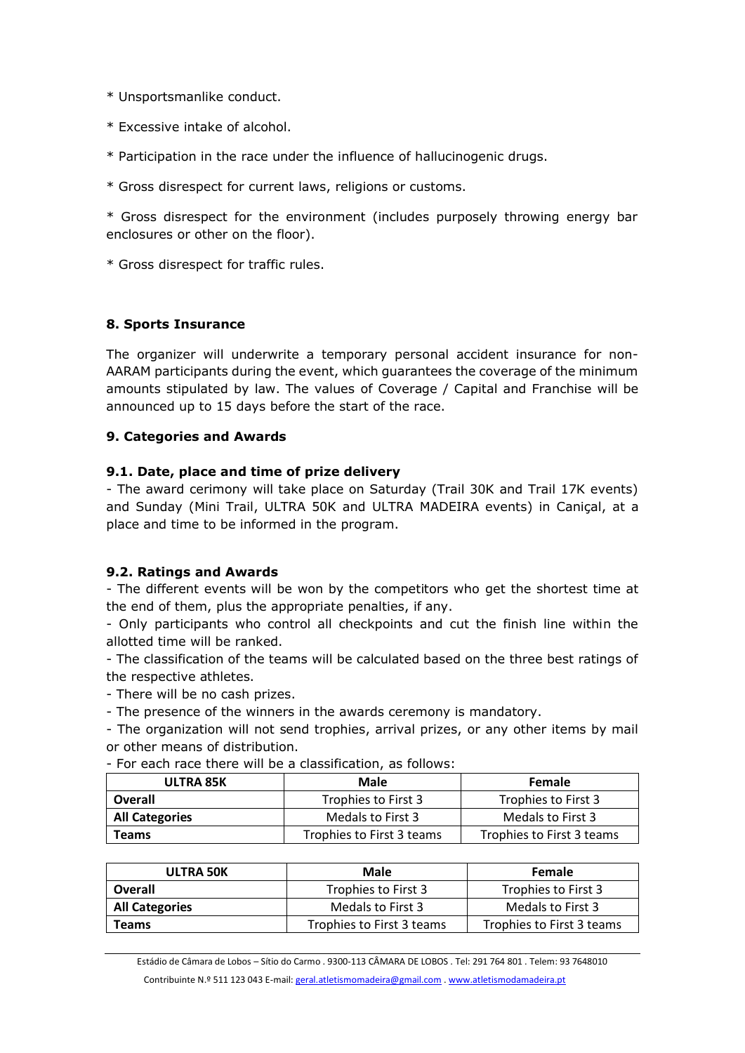* Unsportsmanlike conduct.

* Excessive intake of alcohol.

* Participation in the race under the influence of hallucinogenic drugs.

* Gross disrespect for current laws, religions or customs.

* Gross disrespect for the environment (includes purposely throwing energy bar enclosures or other on the floor).

* Gross disrespect for traffic rules.

### 8. Sports Insurance

The organizer will underwrite a temporary personal accident insurance for non-AARAM participants during the event, which guarantees the coverage of the minimum amounts stipulated by law. The values of Coverage / Capital and Franchise will be announced up to 15 days before the start of the race.

### 9. Categories and Awards

#### 9.1. Date, place and time of prize delivery

- The award cerimony will take place on Saturday (Trail 30K and Trail 17K events) and Sunday (Mini Trail, ULTRA 50K and ULTRA MADEIRA events) in Caniçal, at a place and time to be informed in the program.

#### 9.2. Ratings and Awards

- The different events will be won by the competitors who get the shortest time at the end of them, plus the appropriate penalties, if any.
- Only participants who control all checkpoints and cut the finish line within the allotted time will be ranked.
- The classification of the teams will be calculated based on the three best ratings of the respective athletes.
- There will be no cash prizes.
- The presence of the winners in the awards ceremony is mandatory.
- The organization will not send trophies, arrival prizes, or any other items by mail or other means of distribution.
- For each race there will be a classification, as follows:

| ULTRA 85K | Male | Female |
|---|---|---|
| **Overall** | Trophies to First 3 | Trophies to First 3 |
| **All Categories** | Medals to First 3 | Medals to First 3 |
| **Teams** | Trophies to First 3 teams | Trophies to First 3 teams |

| ULTRA 50K | Male | Female |
|---|---|---|
| **Overall** | Trophies to First 3 | Trophies to First 3 |
| **All Categories** | Medals to First 3 | Medals to First 3 |
| **Teams** | Trophies to First 3 teams | Trophies to First 3 teams |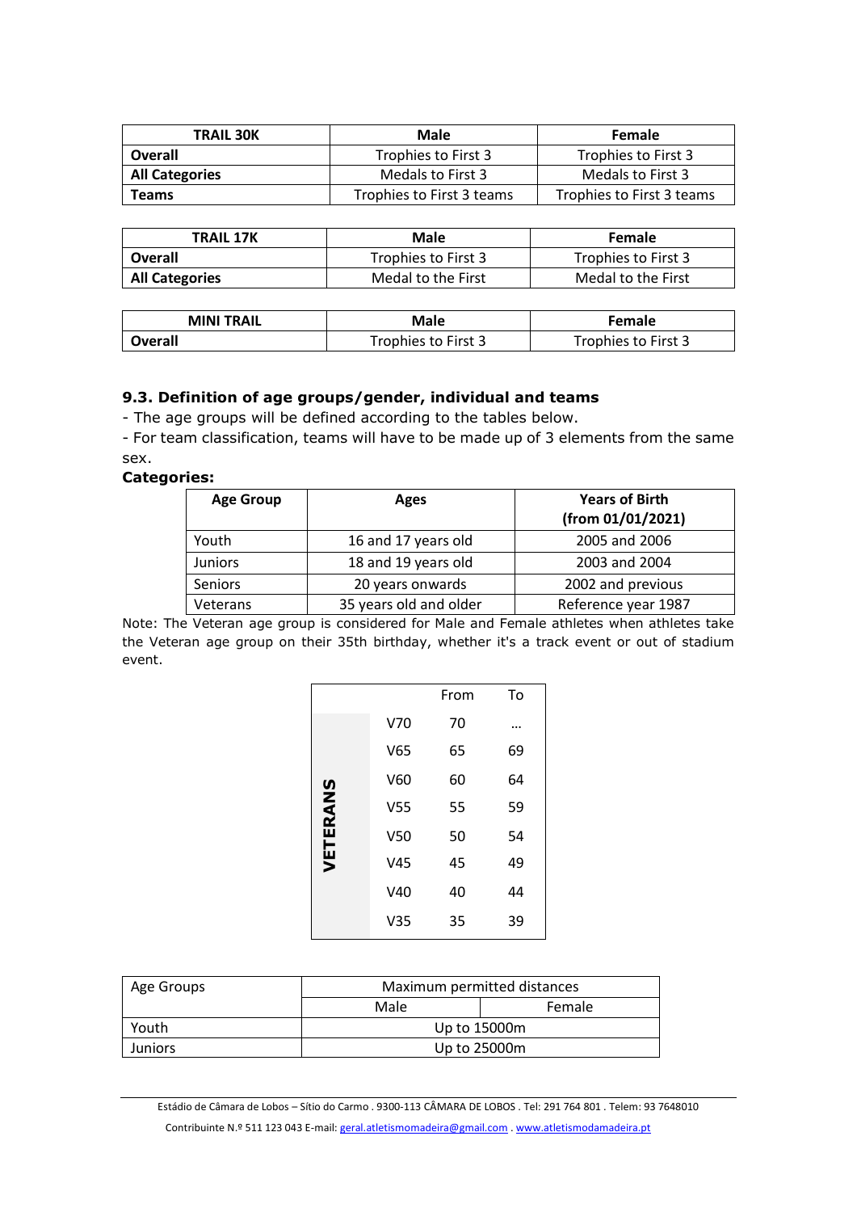| TRAIL 30K | Male | Female |
|---|---|---|
| **Overall** | Trophies to First 3 | Trophies to First 3 |
| **All Categories** | Medals to First 3 | Medals to First 3 |
| **Teams** | Trophies to First 3 teams | Trophies to First 3 teams |

| TRAIL 17K | Male | Female |
|---|---|---|
| **Overall** | Trophies to First 3 | Trophies to First 3 |
| **All Categories** | Medal to the First | Medal to the First |

| MINI TRAIL | Male | Female |
|---|---|---|
| **Overall** | Trophies to First 3 | Trophies to First 3 |

### 9.3. Definition of age groups/gender, individual and teams

- The age groups will be defined according to the tables below.
- For team classification, teams will have to be made up of 3 elements from the same sex.

**Categories:**

| Age Group | Ages | Years of Birth (from 01/01/2021) |
|---|---|---|
| Youth | 16 and 17 years old | 2005 and 2006 |
| Juniors | 18 and 19 years old | 2003 and 2004 |
| Seniors | 20 years onwards | 2002 and previous |
| Veterans | 35 years old and older | Reference year 1987 |

Note: The Veteran age group is considered for Male and Female athletes when athletes take the Veteran age group on their 35th birthday, whether it's a track event or out of stadium event.

| | | From | To |
|---|---|---|---|
| **VETERANS** | V70 | 70 | ... |
| | V65 | 65 | 69 |
| | V60 | 60 | 64 |
| | V55 | 55 | 59 |
| | V50 | 50 | 54 |
| | V45 | 45 | 49 |
| | V40 | 40 | 44 |
| | V35 | 35 | 39 |

| Age Groups | Maximum permitted distances | |
|---|---|---|
| | Male | Female |
| Youth | Up to 15000m | |
| Juniors | Up to 25000m | |

Estádio de Câmara de Lobos – Sítio do Carmo . 9300-113 CÂMARA DE LOBOS . Tel: 291 764 801 . Telem: 93 7648010
Contribuinte N.º 511 123 043 E-mail: geral.atletismomadeira@gmail.com . www.atletismodamadeira.pt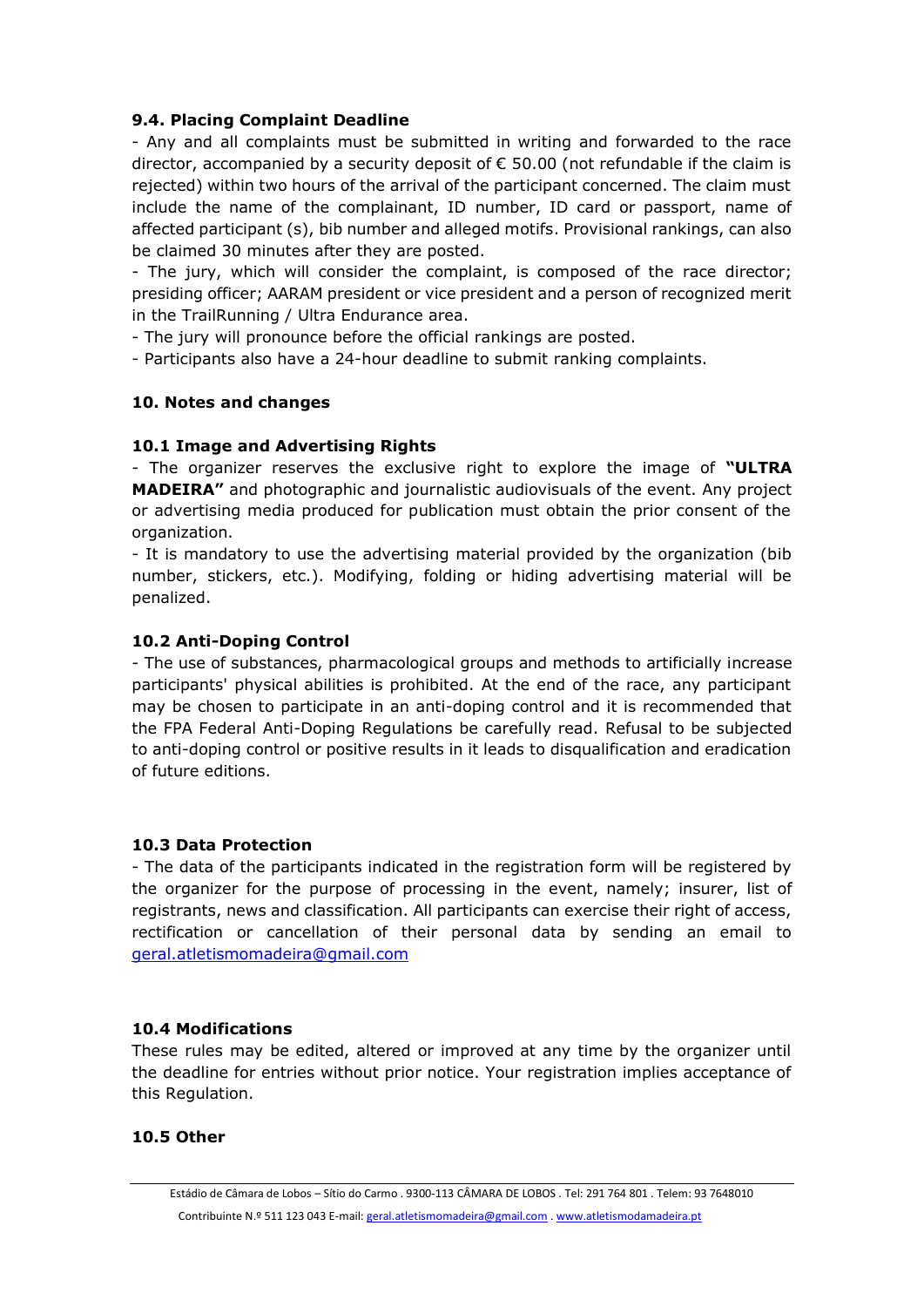### 9.4. Placing Complaint Deadline

- Any and all complaints must be submitted in writing and forwarded to the race director, accompanied by a security deposit of € 50.00 (not refundable if the claim is rejected) within two hours of the arrival of the participant concerned. The claim must include the name of the complainant, ID number, ID card or passport, name of affected participant (s), bib number and alleged motifs. Provisional rankings, can also be claimed 30 minutes after they are posted.
- The jury, which will consider the complaint, is composed of the race director; presiding officer; AARAM president or vice president and a person of recognized merit in the TrailRunning / Ultra Endurance area.
- The jury will pronounce before the official rankings are posted.
- Participants also have a 24-hour deadline to submit ranking complaints.

## 10. Notes and changes

### 10.1 Image and Advertising Rights

- The organizer reserves the exclusive right to explore the image of **"ULTRA MADEIRA"** and photographic and journalistic audiovisuals of the event. Any project or advertising media produced for publication must obtain the prior consent of the organization.
- It is mandatory to use the advertising material provided by the organization (bib number, stickers, etc.). Modifying, folding or hiding advertising material will be penalized.

### 10.2 Anti-Doping Control

- The use of substances, pharmacological groups and methods to artificially increase participants' physical abilities is prohibited. At the end of the race, any participant may be chosen to participate in an anti-doping control and it is recommended that the FPA Federal Anti-Doping Regulations be carefully read. Refusal to be subjected to anti-doping control or positive results in it leads to disqualification and eradication of future editions.

### 10.3 Data Protection

- The data of the participants indicated in the registration form will be registered by the organizer for the purpose of processing in the event, namely; insurer, list of registrants, news and classification. All participants can exercise their right of access, rectification or cancellation of their personal data by sending an email to geral.atletismomadeira@gmail.com

### 10.4 Modifications

These rules may be edited, altered or improved at any time by the organizer until the deadline for entries without prior notice. Your registration implies acceptance of this Regulation.

### 10.5 Other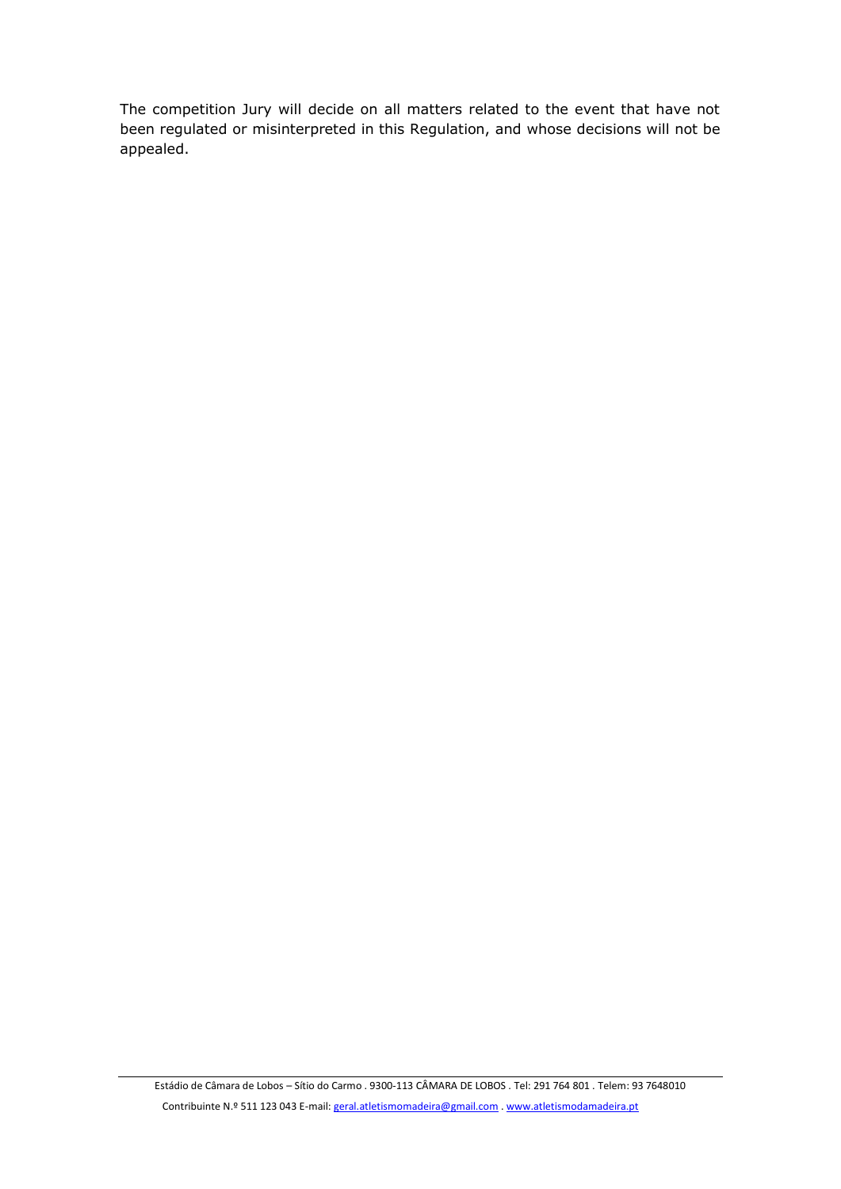The competition Jury will decide on all matters related to the event that have not been regulated or misinterpreted in this Regulation, and whose decisions will not be appealed.